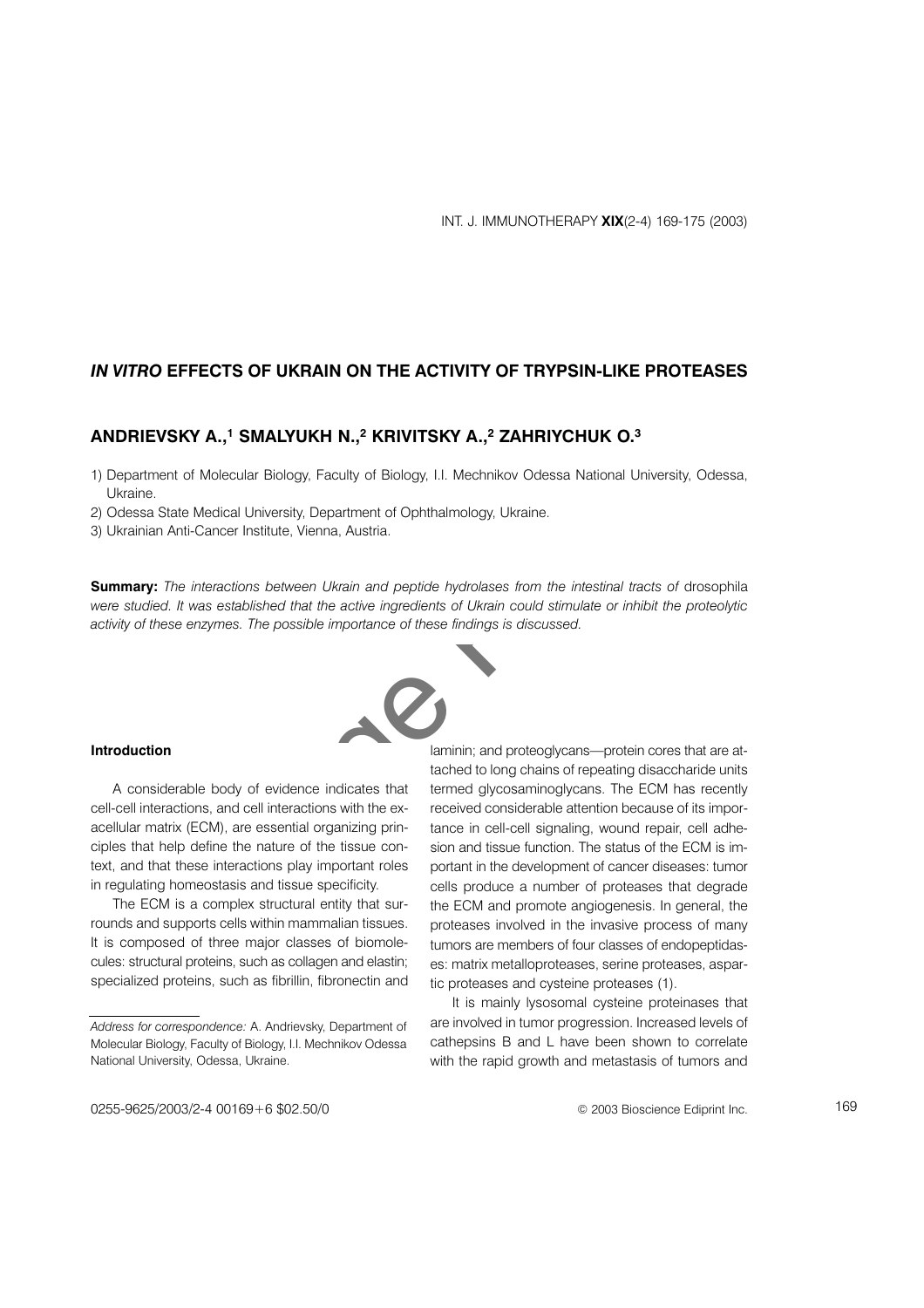# *IN VITRO* EFFECTS OF UKRAIN ON THE ACTIVITY OF TRYPSIN-LIKE PROTEASES

## ANDRIEVSKY A.,[1] SMALYUKH N.,[2] KRIVITSKY A.,[2] ZAHRIYCHUK O.[3]

1) Department of Molecular Biology, Faculty of Biology, I.I. Mechnikov Odessa National University, Odessa, Ukraine.
2) Odessa State Medical University, Department of Ophthalmology, Ukraine.
3) Ukrainian Anti-Cancer Institute, Vienna, Austria.

**Summary:** *The interactions between Ukrain and peptide hydrolases from the intestinal tracts of* drosophila *were studied. It was established that the active ingredients of Ukrain could stimulate or inhibit the proteolytic activity of these enzymes. The possible importance of these findings is discussed.*

#### Introduction

A considerable body of evidence indicates that cell-cell interactions, and cell interactions with the exacellular matrix (ECM), are essential organizing principles that help define the nature of the tissue context, and that these interactions play important roles in regulating homeostasis and tissue specificity.

The ECM is a complex structural entity that surrounds and supports cells within mammalian tissues. It is composed of three major classes of biomolecules: structural proteins, such as collagen and elastin; specialized proteins, such as fibrillin, fibronectin and laminin; and proteoglycans—protein cores that are attached to long chains of repeating disaccharide units termed glycosaminoglycans. The ECM has recently received considerable attention because of its importance in cell-cell signaling, wound repair, cell adhesion and tissue function. The status of the ECM is important in the development of cancer diseases: tumor cells produce a number of proteases that degrade the ECM and promote angiogenesis. In general, the proteases involved in the invasive process of many tumors are members of four classes of endopeptidases: matrix metalloproteases, serine proteases, aspartic proteases and cysteine proteases (1).

It is mainly lysosomal cysteine proteinases that are involved in tumor progression. Increased levels of cathepsins B and L have been shown to correlate with the rapid growth and metastasis of tumors and

*Address for correspondence:* A. Andrievsky, Department of Molecular Biology, Faculty of Biology, I.I. Mechnikov Odessa National University, Odessa, Ukraine.

0255-9625/2003/2-4 00169+6 $02.50/0

© 2003 Bioscience Ediprint Inc.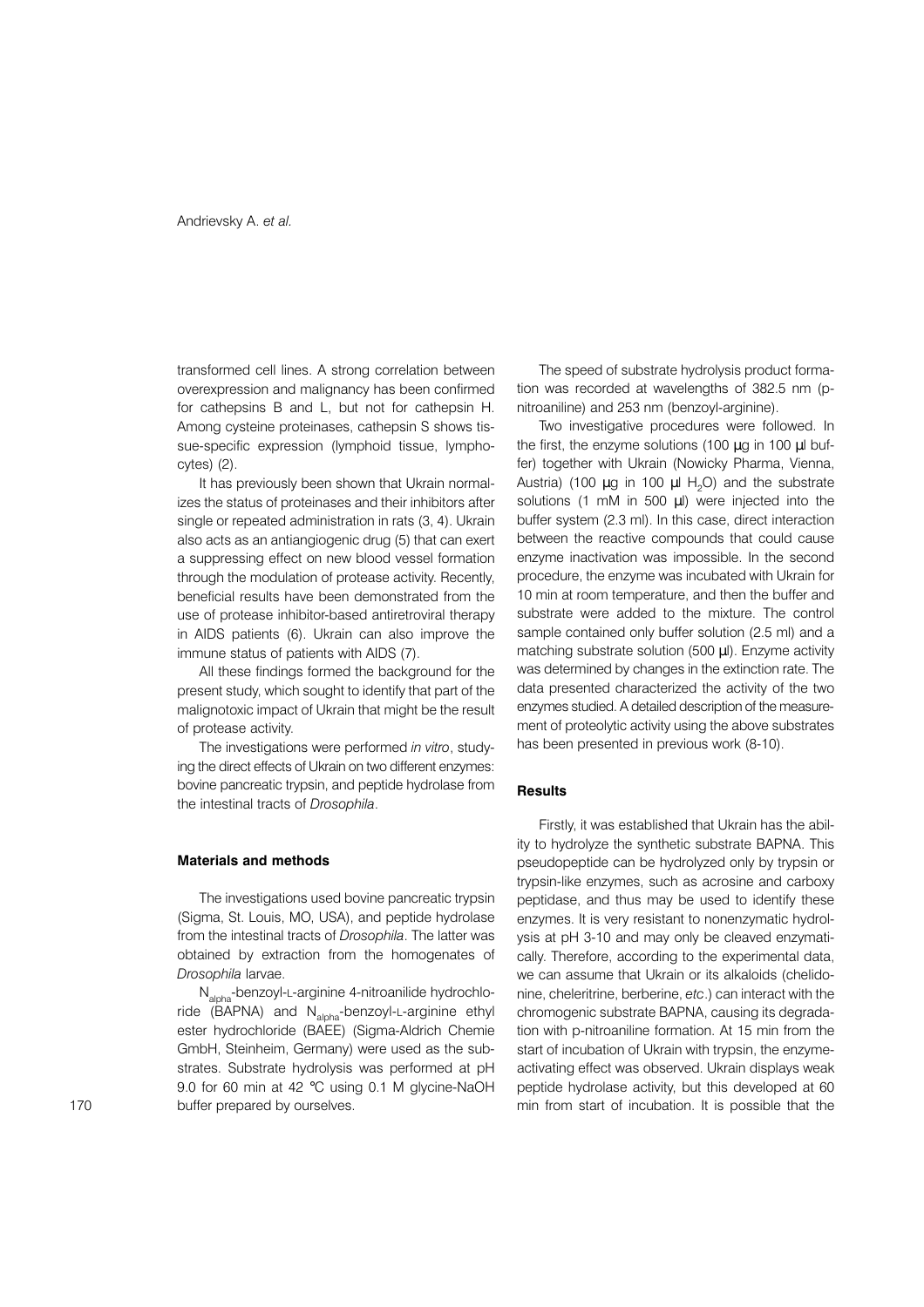transformed cell lines. A strong correlation between overexpression and malignancy has been confirmed for cathepsins B and L, but not for cathepsin H. Among cysteine proteinases, cathepsin S shows tissue-specific expression (lymphoid tissue, lymphocytes) (2).

It has previously been shown that Ukrain normalizes the status of proteinases and their inhibitors after single or repeated administration in rats (3, 4). Ukrain also acts as an antiangiogenic drug (5) that can exert a suppressing effect on new blood vessel formation through the modulation of protease activity. Recently, beneficial results have been demonstrated from the use of protease inhibitor-based antiretroviral therapy in AIDS patients (6). Ukrain can also improve the immune status of patients with AIDS (7).

All these findings formed the background for the present study, which sought to identify that part of the malignotoxic impact of Ukrain that might be the result of protease activity.

The investigations were performed *in vitro*, studying the direct effects of Ukrain on two different enzymes: bovine pancreatic trypsin, and peptide hydrolase from the intestinal tracts of *Drosophila*.

### Materials and methods

The investigations used bovine pancreatic trypsin (Sigma, St. Louis, MO, USA), and peptide hydrolase from the intestinal tracts of *Drosophila*. The latter was obtained by extraction from the homogenates of *Drosophila* larvae.

$N_{alpha}$-benzoyl-L-arginine 4-nitroanilide hydrochloride (BAPNA) and $N_{alpha}$-benzoyl-L-arginine ethyl ester hydrochloride (BAEE) (Sigma-Aldrich Chemie GmbH, Steinheim, Germany) were used as the substrates. Substrate hydrolysis was performed at pH 9.0 for 60 min at 42 °C using 0.1 M glycine-NaOH buffer prepared by ourselves.

The speed of substrate hydrolysis product formation was recorded at wavelengths of 382.5 nm (p-nitroaniline) and 253 nm (benzoyl-arginine).

Two investigative procedures were followed. In the first, the enzyme solutions (100 µg in 100 µl buffer) together with Ukrain (Nowicky Pharma, Vienna, Austria) (100 µg in 100 µl $H_2O$) and the substrate solutions (1 mM in 500 µl) were injected into the buffer system (2.3 ml). In this case, direct interaction between the reactive compounds that could cause enzyme inactivation was impossible. In the second procedure, the enzyme was incubated with Ukrain for 10 min at room temperature, and then the buffer and substrate were added to the mixture. The control sample contained only buffer solution (2.5 ml) and a matching substrate solution (500 µl). Enzyme activity was determined by changes in the extinction rate. The data presented characterized the activity of the two enzymes studied. A detailed description of the measurement of proteolytic activity using the above substrates has been presented in previous work (8-10).

### Results

Firstly, it was established that Ukrain has the ability to hydrolyze the synthetic substrate BAPNA. This pseudopeptide can be hydrolyzed only by trypsin or trypsin-like enzymes, such as acrosine and carboxy peptidase, and thus may be used to identify these enzymes. It is very resistant to nonenzymatic hydrolysis at pH 3-10 and may only be cleaved enzymatically. Therefore, according to the experimental data, we can assume that Ukrain or its alkaloids (chelidonine, cheleritrine, berberine, *etc*.) can interact with the chromogenic substrate BAPNA, causing its degradation with p-nitroaniline formation. At 15 min from the start of incubation of Ukrain with trypsin, the enzyme-activating effect was observed. Ukrain displays weak peptide hydrolase activity, but this developed at 60 min from start of incubation. It is possible that the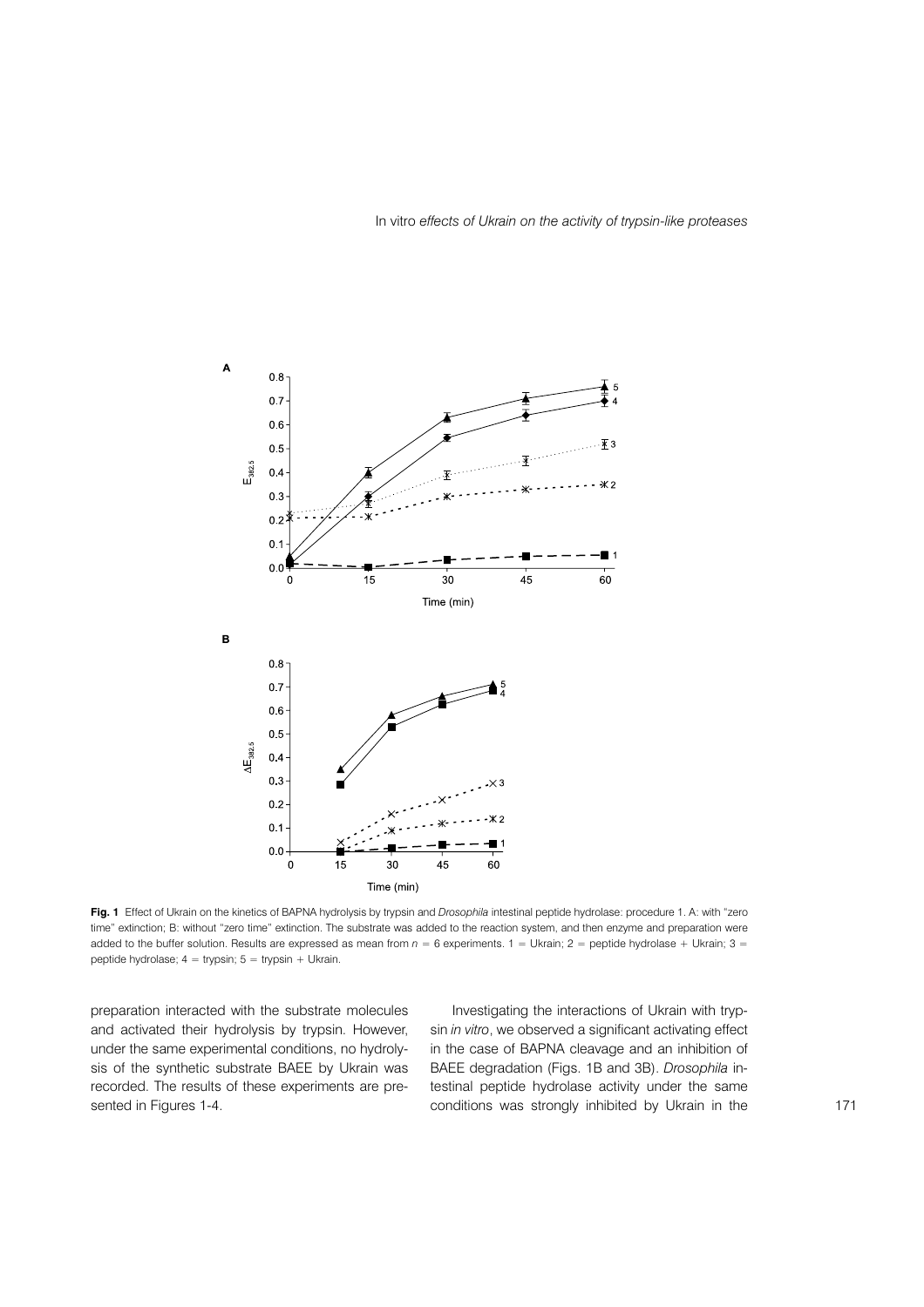**Fig. 1** Effect of Ukrain on the kinetics of BAPNA hydrolysis by trypsin and *Drosophila* intestinal peptide hydrolase: procedure 1. A: with "zero time" extinction; B: without "zero time" extinction. The substrate was added to the reaction system, and then enzyme and preparation were added to the buffer solution. Results are expressed as mean from $n = 6$ experiments. 1 = Ukrain; 2 = peptide hydrolase + Ukrain; 3 = peptide hydrolase; 4 = trypsin; 5 = trypsin + Ukrain.

preparation interacted with the substrate molecules and activated their hydrolysis by trypsin. However, under the same experimental conditions, no hydrolysis of the synthetic substrate BAEE by Ukrain was recorded. The results of these experiments are presented in Figures 1-4.

Investigating the interactions of Ukrain with trypsin *in vitro*, we observed a significant activating effect in the case of BAPNA cleavage and an inhibition of BAEE degradation (Figs. 1B and 3B). *Drosophila* intestinal peptide hydrolase activity under the same conditions was strongly inhibited by Ukrain in the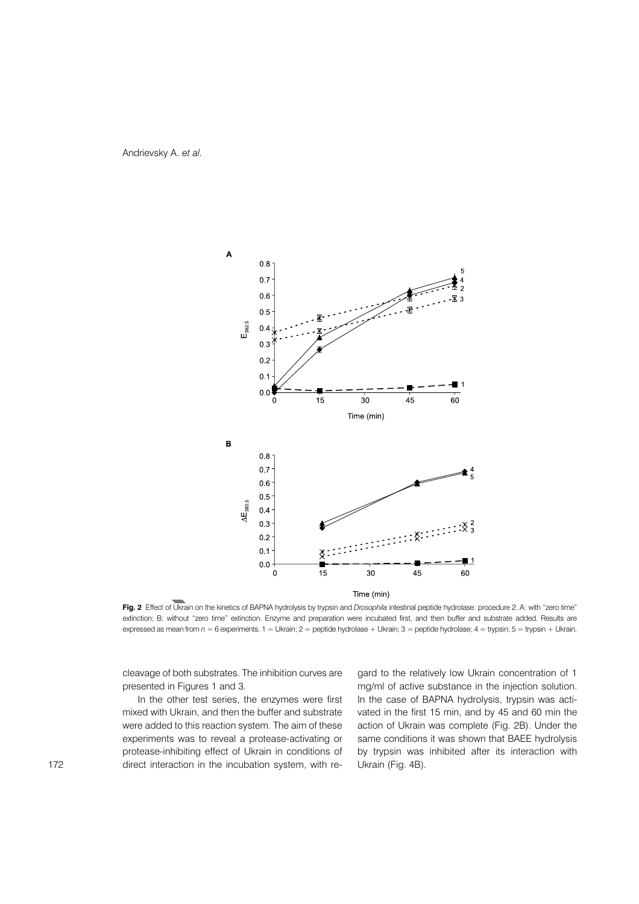**Fig. 2** Effect of Ukrain on the kinetics of BAPNA hydrolysis by trypsin and *Drosophila* intestinal peptide hydrolase: procedure 2. A: with "zero time" extinction; B: without "zero time" extinction. Enzyme and preparation were incubated first, and then buffer and substrate added. Results are expressed as mean from $n = 6$ experiments. 1 = Ukrain; 2 = peptide hydrolase + Ukrain; 3 = peptide hydrolase; 4 = trypsin; 5 = trypsin + Ukrain.

cleavage of both substrates. The inhibition curves are presented in Figures 1 and 3.

In the other test series, the enzymes were first mixed with Ukrain, and then the buffer and substrate were added to this reaction system. The aim of these experiments was to reveal a protease-activating or protease-inhibiting effect of Ukrain in conditions of direct interaction in the incubation system, with regard to the relatively low Ukrain concentration of 1 mg/ml of active substance in the injection solution. In the case of BAPNA hydrolysis, trypsin was activated in the first 15 min, and by 45 and 60 min the action of Ukrain was complete (Fig. 2B). Under the same conditions it was shown that BAEE hydrolysis by trypsin was inhibited after its interaction with Ukrain (Fig. 4B).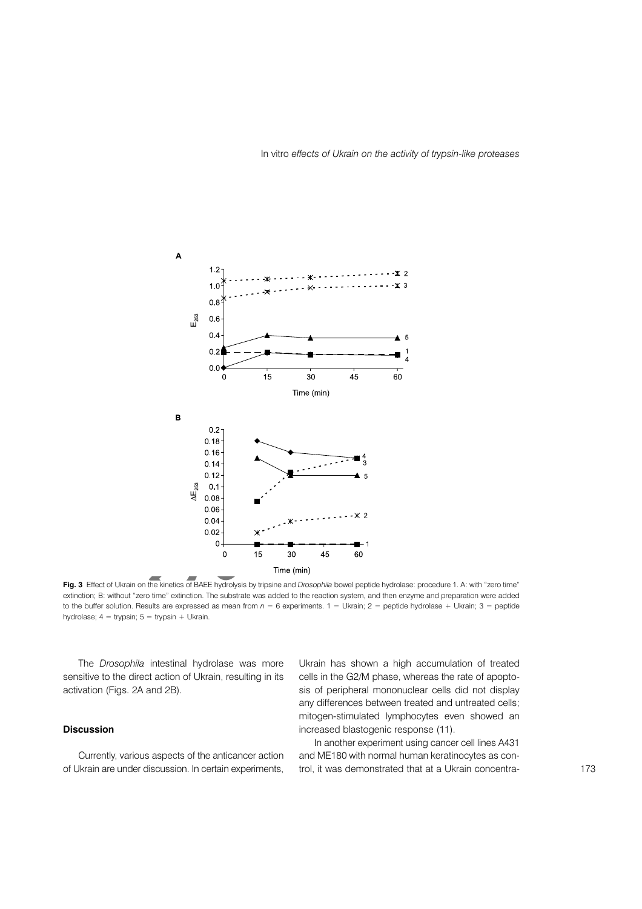**Fig. 3** Effect of Ukrain on the kinetics of BAEE hydrolysis by tripsine and *Drosophila* bowel peptide hydrolase: procedure 1. A: with "zero time" extinction; B: without "zero time" extinction. The substrate was added to the reaction system, and then enzyme and preparation were added to the buffer solution. Results are expressed as mean from $n = 6$ experiments. 1 = Ukrain; 2 = peptide hydrolase + Ukrain; 3 = peptide hydrolase; 4 = trypsin; 5 = trypsin + Ukrain.

The *Drosophila* intestinal hydrolase was more sensitive to the direct action of Ukrain, resulting in its activation (Figs. 2A and 2B).

## Discussion

Currently, various aspects of the anticancer action of Ukrain are under discussion. In certain experiments, Ukrain has shown a high accumulation of treated cells in the G2/M phase, whereas the rate of apoptosis of peripheral mononuclear cells did not display any differences between treated and untreated cells; mitogen-stimulated lymphocytes even showed an increased blastogenic response (11).

In another experiment using cancer cell lines A431 and ME180 with normal human keratinocytes as control, it was demonstrated that at a Ukrain concentra-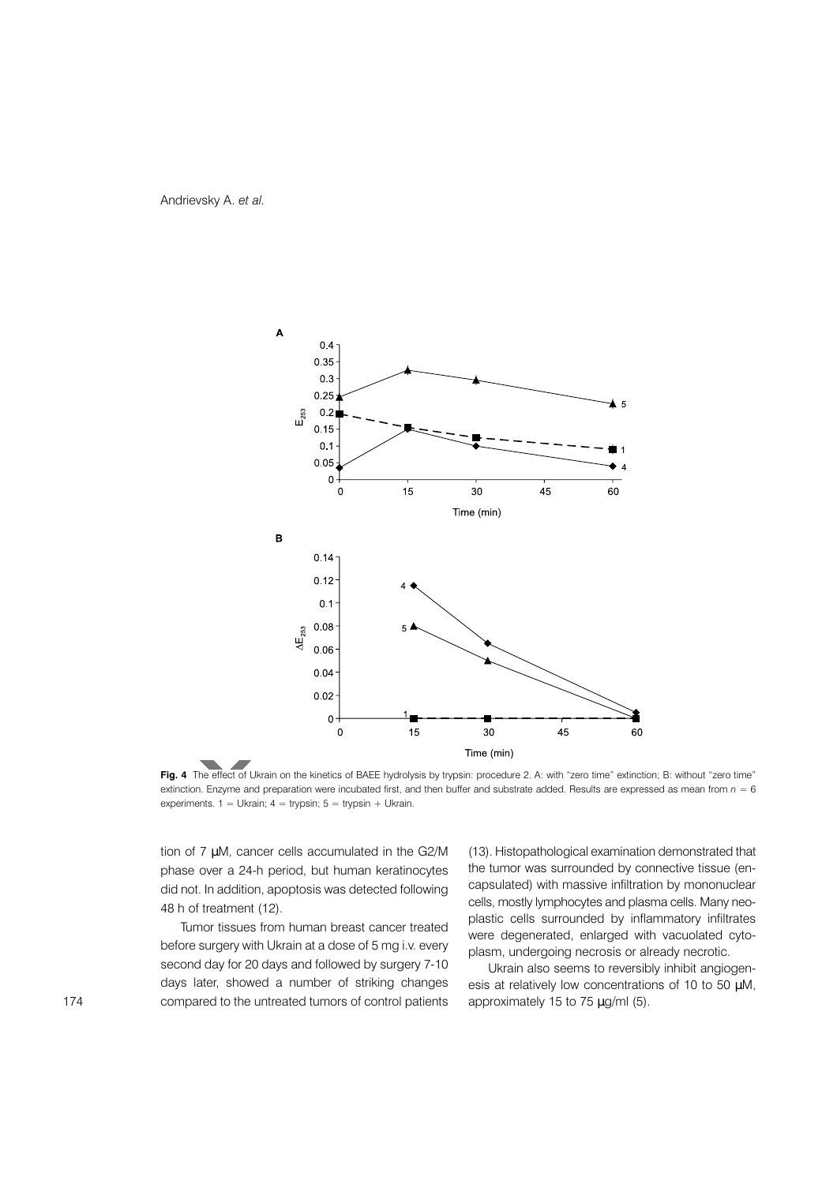**Fig. 4** The effect of Ukrain on the kinetics of BAEE hydrolysis by trypsin: procedure 2. A: with "zero time" extinction; B: without "zero time" extinction. Enzyme and preparation were incubated first, and then buffer and substrate added. Results are expressed as mean from $n = 6$ experiments. 1 = Ukrain; 4 = trypsin; 5 = trypsin + Ukrain.

tion of 7 μM, cancer cells accumulated in the G2/M phase over a 24-h period, but human keratinocytes did not. In addition, apoptosis was detected following 48 h of treatment (12).

Tumor tissues from human breast cancer treated before surgery with Ukrain at a dose of 5 mg i.v. every second day for 20 days and followed by surgery 7-10 days later, showed a number of striking changes compared to the untreated tumors of control patients (13). Histopathological examination demonstrated that the tumor was surrounded by connective tissue (encapsulated) with massive infiltration by mononuclear cells, mostly lymphocytes and plasma cells. Many neoplastic cells surrounded by inflammatory infiltrates were degenerated, enlarged with vacuolated cytoplasm, undergoing necrosis or already necrotic.

Ukrain also seems to reversibly inhibit angiogenesis at relatively low concentrations of 10 to 50 μM, approximately 15 to 75 μg/ml (5).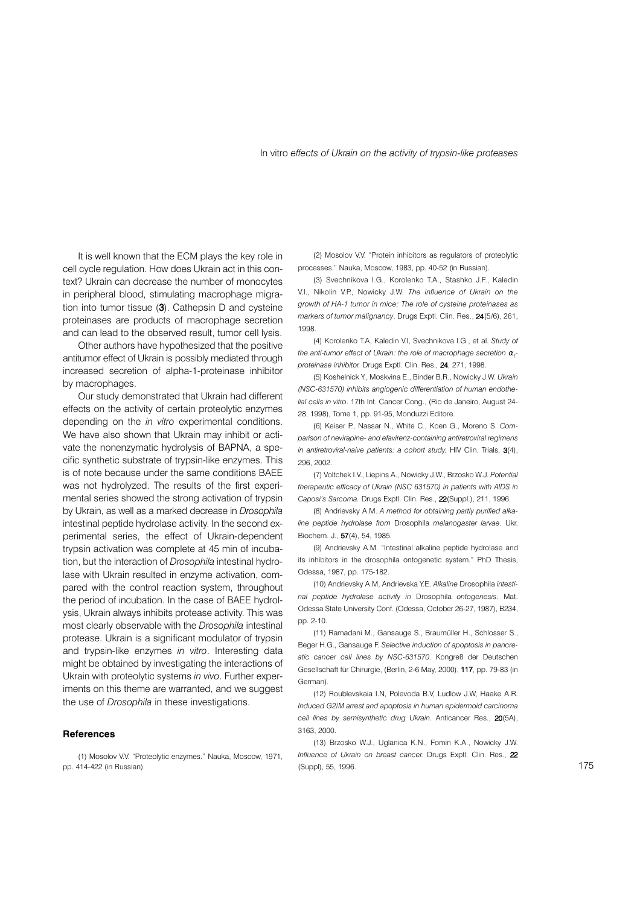It is well known that the ECM plays the key role in cell cycle regulation. How does Ukrain act in this context? Ukrain can decrease the number of monocytes in peripheral blood, stimulating macrophage migration into tumor tissue (**3**). Cathepsin D and cysteine proteinases are products of macrophage secretion and can lead to the observed result, tumor cell lysis.

Other authors have hypothesized that the positive antitumor effect of Ukrain is possibly mediated through increased secretion of alpha-1-proteinase inhibitor by macrophages.

Our study demonstrated that Ukrain had different effects on the activity of certain proteolytic enzymes depending on the *in vitro* experimental conditions. We have also shown that Ukrain may inhibit or activate the nonenzymatic hydrolysis of BAPNA, a specific synthetic substrate of trypsin-like enzymes. This is of note because under the same conditions BAEE was not hydrolyzed. The results of the first experimental series showed the strong activation of trypsin by Ukrain, as well as a marked decrease in *Drosophila* intestinal peptide hydrolase activity. In the second experimental series, the effect of Ukrain-dependent trypsin activation was complete at 45 min of incubation, but the interaction of *Drosophila* intestinal hydrolase with Ukrain resulted in enzyme activation, compared with the control reaction system, throughout the period of incubation. In the case of BAEE hydrolysis, Ukrain always inhibits protease activity. This was most clearly observable with the *Drosophila* intestinal protease. Ukrain is a significant modulator of trypsin and trypsin-like enzymes *in vitro*. Interesting data might be obtained by investigating the interactions of Ukrain with proteolytic systems *in vivo*. Further experiments on this theme are warranted, and we suggest the use of *Drosophila* in these investigations.

## References

(1) Mosolov V.V. "Proteolytic enzymes." Nauka, Moscow, 1971, pp. 414-422 (in Russian).

(2) Mosolov V.V. "Protein inhibitors as regulators of proteolytic processes." Nauka, Moscow, 1983, pp. 40-52 (in Russian).

(3) Svechnikova I.G., Korolenko T.A., Stashko J.F., Kaledin V.I., Nikolin V.P., Nowicky J.W. *The influence of Ukrain on the growth of HA-1 tumor in mice: The role of cysteine proteinases as markers of tumor malignancy*. Drugs Exptl. Clin. Res., **24**(5/6), 261, 1998.

(4) Korolenko T.A, Kaledin V.I, Svechnikova I.G., et al. *Study of the anti-tumor effect of Ukrain: the role of macrophage secretion $\alpha_1$-proteinase inhibitor.* Drugs Exptl. Clin. Res., **24**, 271, 1998.

(5) Koshelnick Y., Moskvina E., Binder B.R., Nowicky J.W. *Ukrain (NSC-631570) inhibits angiogenic differentiation of human endothelial cells in vitro*. 17th Int. Cancer Cong., (Rio de Janeiro, August 24-28, 1998), Tome 1, pp. 91-95, Monduzzi Editore.

(6) Keiser P., Nassar N., White C., Koen G., Moreno S. *Comparison of nevirapine- and efavirenz-containing antiretroviral regimens in antiretroviral-naive patients: a cohort study.* HIV Clin. Trials, **3**(4), 296, 2002.

(7) Voltchek I.V., Liepins A., Nowicky J.W., Brzosko W.J. *Potential therapeutic efficacy of Ukrain (NSC 631570) in patients with AIDS in Caposi's Sarcoma.* Drugs Exptl. Clin. Res., **22**(Suppl.), 211, 1996.

(8) Andrievsky A.M. *A method for obtaining partly purified alkaline peptide hydrolase from* Drosophila *melanogaster larvae*. Ukr. Biochem. J., **57**(4), 54, 1985.

(9) Andrievsky A.M. "Intestinal alkaline peptide hydrolase and its inhibitors in the drosophila ontogenetic system." PhD Thesis, Odessa, 1987, pp. 175-182.

(10) Andrievsky A.M, Andrievska Y.E. *Alkaline* Drosophila *intestinal peptide hydrolase activity in* Drosophila *ontogenesis.* Mat. Odessa State University Conf. (Odessa, October 26-27, 1987), B234, pp. 2-10.

(11) Ramadani M., Gansauge S., Braumüller H., Schlosser S., Beger H.G., Gansauge F. *Selective induction of apoptosis in pancreatic cancer cell lines by NSC-631570*. Kongreß der Deutschen Gesellschaft für Chirurgie, (Berlin, 2-6 May, 2000), **117**, pp. 79-83 (in German).

(12) Roublevskaia I.N, Polevoda B.V, Ludlow J.W, Haake A.R. *Induced G2/M arrest and apoptosis in human epidermoid carcinoma cell lines by semisynthetic drug Ukrain.* Anticancer Res., **20**(5A), 3163, 2000.

(13) Brzosko W.J., Uglanica K.N., Fomin K.A., Nowicky J.W. *Influence of Ukrain on breast cancer.* Drugs Exptl. Clin. Res., **22** (Suppl), 55, 1996.